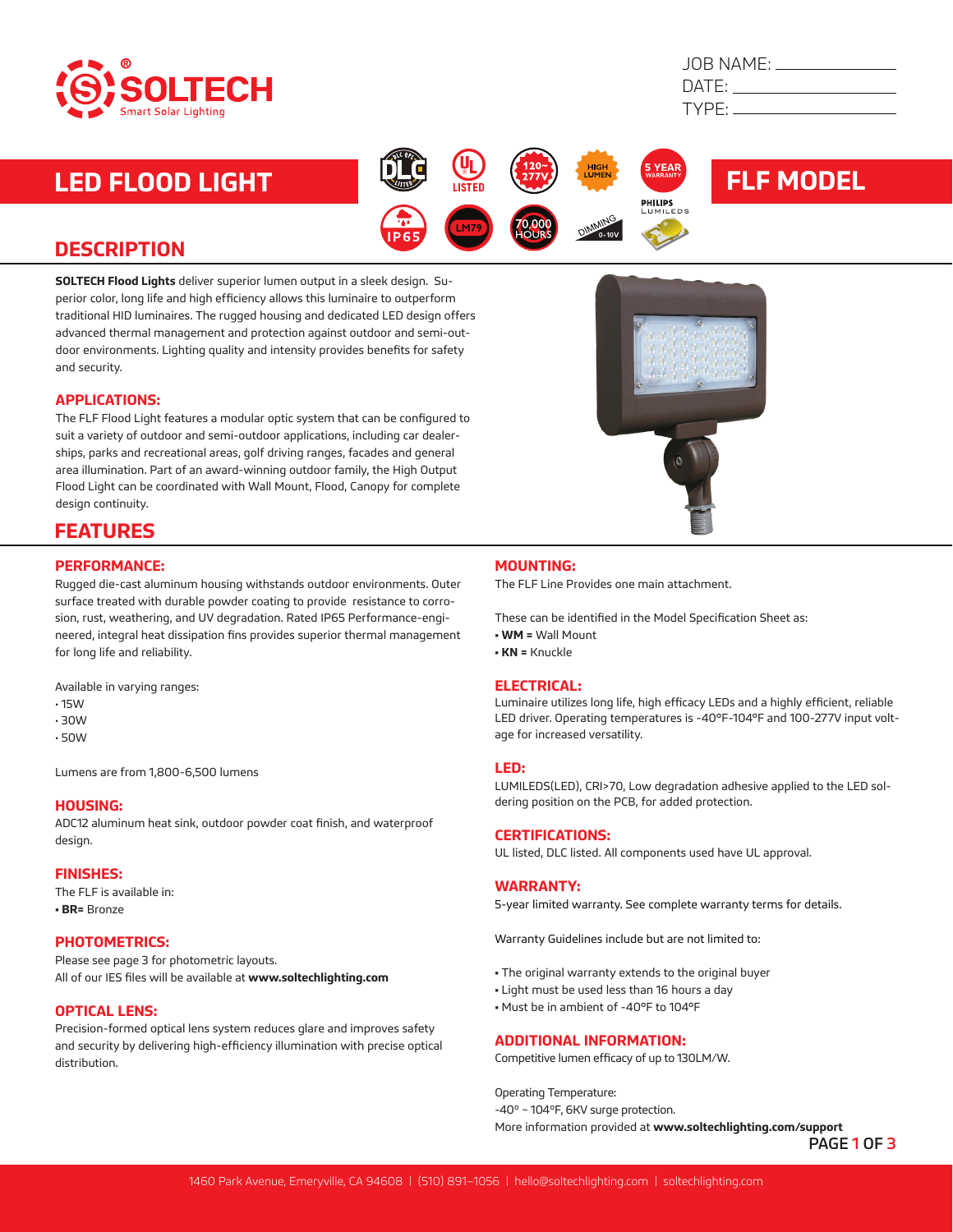SOLTECH
Smart Solar Lighting

JOB NAME: ______________
DATE: ______________
TYPE: ______________

# LED FLOOD LIGHT

# FLF MODEL

DLC LISTED | UL LISTED | 120~277V | HIGH LUMEN | 5 YEAR WARRANTY | PHILIPS LUMILEDS | IP65 | LM79 | 70,000 HOURS | DIMMING 0-10V

## DESCRIPTION

**SOLTECH Flood Lights** deliver superior lumen output in a sleek design. Superior color, long life and high efficiency allows this luminaire to outperform traditional HID luminaires. The rugged housing and dedicated LED design offers advanced thermal management and protection against outdoor and semi-outdoor environments. Lighting quality and intensity provides benefits for safety and security.

### APPLICATIONS:

The FLF Flood Light features a modular optic system that can be configured to suit a variety of outdoor and semi-outdoor applications, including car dealerships, parks and recreational areas, golf driving ranges, facades and general area illumination. Part of an award-winning outdoor family, the High Output Flood Light can be coordinated with Wall Mount, Flood, Canopy for complete design continuity.

## FEATURES

### PERFORMANCE:

Rugged die-cast aluminum housing withstands outdoor environments. Outer surface treated with durable powder coating to provide resistance to corrosion, rust, weathering, and UV degradation. Rated IP65 Performance-engineered, integral heat dissipation fins provides superior thermal management for long life and reliability.

Available in varying ranges:
- 15W
- 30W
- 50W

Lumens are from 1,800-6,500 lumens

### HOUSING:

ADC12 aluminum heat sink, outdoor powder coat finish, and waterproof design.

### FINISHES:

The FLF is available in:
- **BR=** Bronze

### PHOTOMETRICS:

Please see page 3 for photometric layouts.
All of our IES files will be available at **www.soltechlighting.com**

### OPTICAL LENS:

Precision-formed optical lens system reduces glare and improves safety and security by delivering high-efficiency illumination with precise optical distribution.

### MOUNTING:

The FLF Line Provides one main attachment.

These can be identified in the Model Specification Sheet as:
- **WM =** Wall Mount
- **KN =** Knuckle

### ELECTRICAL:

Luminaire utilizes long life, high efficacy LEDs and a highly efficient, reliable LED driver. Operating temperatures is -40°F-104°F and 100-277V input voltage for increased versatility.

### LED:

LUMILEDS(LED), CRI>70, Low degradation adhesive applied to the LED soldering position on the PCB, for added protection.

### CERTIFICATIONS:

UL listed, DLC listed. All components used have UL approval.

### WARRANTY:

5-year limited warranty. See complete warranty terms for details.

Warranty Guidelines include but are not limited to:

- The original warranty extends to the original buyer
- Light must be used less than 16 hours a day
- Must be in ambient of -40°F to 104°F

### ADDITIONAL INFORMATION:

Competitive lumen efficacy of up to 130LM/W.

Operating Temperature:
-40° ~ 104°F, 6KV surge protection.
More information provided at **www.soltechlighting.com/support**

1460 Park Avenue, Emeryville, CA 94608 | (510) 891–1056 | hello@soltechlighting.com | soltechlighting.com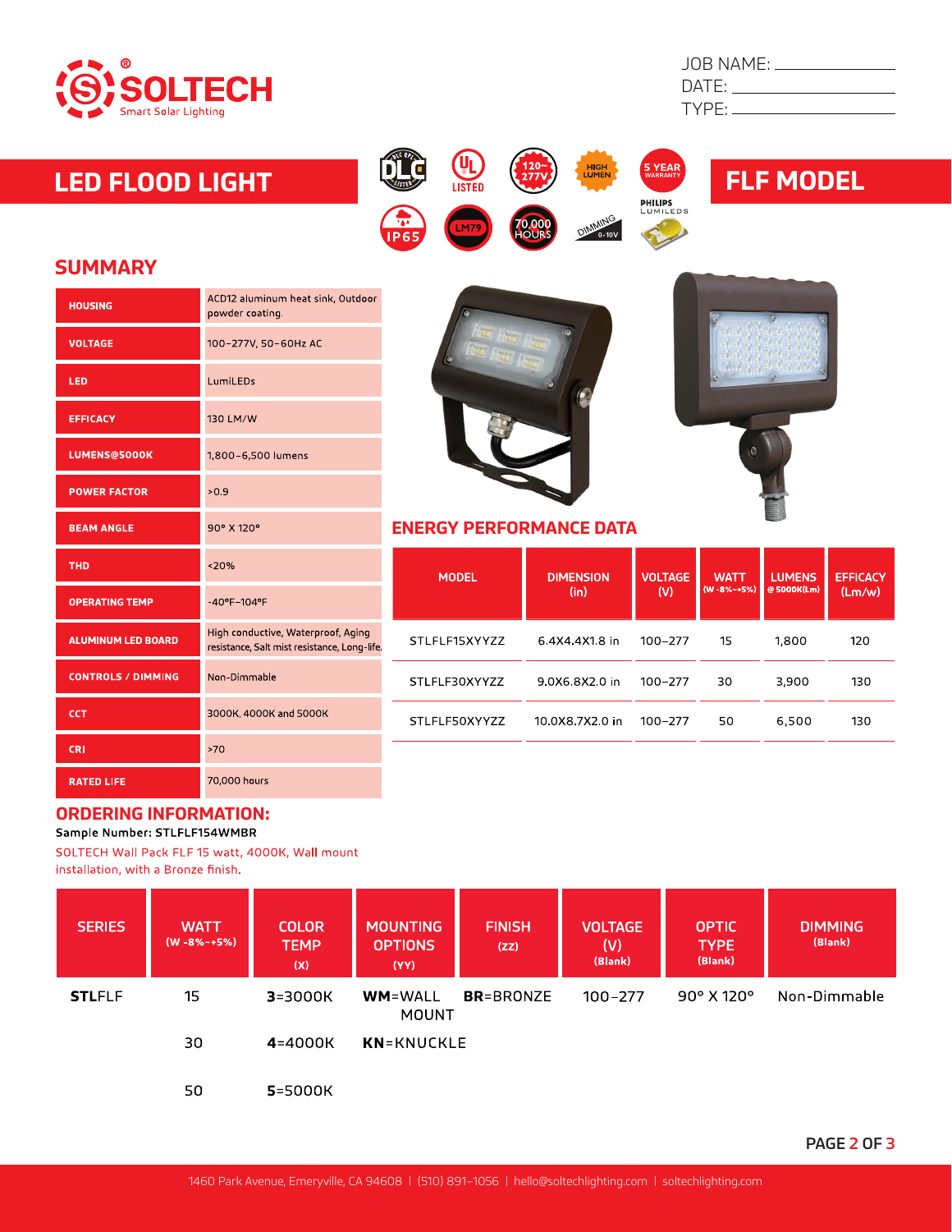SOLTECH
Smart Solar Lighting

JOB NAME: ______________
DATE: ______________
TYPE: ______________

# LED FLOOD LIGHT

# FLF MODEL

DLC LISTED | UL LISTED | 120~277V | HIGH LUMEN | 5 YEAR WARRANTY | PHILIPS LUMILEDS | IP65 | LM79 | 70,000 HOURS | DIMMING 0-10V

## SUMMARY

| | |
|---|---|
| HOUSING | ACD12 aluminum heat sink, Outdoor powder coating. |
| VOLTAGE | 100-277V, 50-60Hz AC |
| LED | LumiLEDs |
| EFFICACY | 130 LM/W |
| LUMENS@5000K | 1,800-6,500 lumens |
| POWER FACTOR | >0.9 |
| BEAM ANGLE | 90° X 120° |
| THD | <20% |
| OPERATING TEMP | -40°F-104°F |
| ALUMINUM LED BOARD | High conductive, Waterproof, Aging resistance, Salt mist resistance, Long-life. |
| CONTROLS / DIMMING | Non-Dimmable |
| CCT | 3000K, 4000K and 5000K |
| CRI | >70 |
| RATED LIFE | 70,000 hours |

## ENERGY PERFORMANCE DATA

| MODEL | DIMENSION (in) | VOLTAGE (V) | WATT (W -8%~+5%) | LUMENS @ 5000K(Lm) | EFFICACY (Lm/w) |
|---|---|---|---|---|---|
| STLFLF15XYYZZ | 6.4X4.4X1.8 in | 100-277 | 15 | 1,800 | 120 |
| STLFLF30XYYZZ | 9.0X6.8X2.0 in | 100-277 | 30 | 3,900 | 130 |
| STLFLF50XYYZZ | 10.0X8.7X2.0 in | 100-277 | 50 | 6,500 | 130 |

## ORDERING INFORMATION:

Sample Number: STLFLF154WMBR

SOLTECH Wall Pack FLF 15 watt, 4000K, Wall mount installation, with a Bronze finish.

| SERIES | WATT (W -8%~+5%) | COLOR TEMP (X) | MOUNTING OPTIONS (YY) | FINISH (ZZ) | VOLTAGE (V) (Blank) | OPTIC TYPE (Blank) | DIMMING (Blank) |
|---|---|---|---|---|---|---|---|
| **STL**FLF | 15 | **3**=3000K | **WM**=WALL MOUNT | **BR**=BRONZE | 100-277 | 90° X 120° | Non-Dimmable |
| | 30 | **4**=4000K | **KN**=KNUCKLE | | | | |
| | 50 | **5**=5000K | | | | | |

1460 Park Avenue, Emeryville, CA 94608 | (510) 891-1056 | hello@soltechlighting.com | soltechlighting.com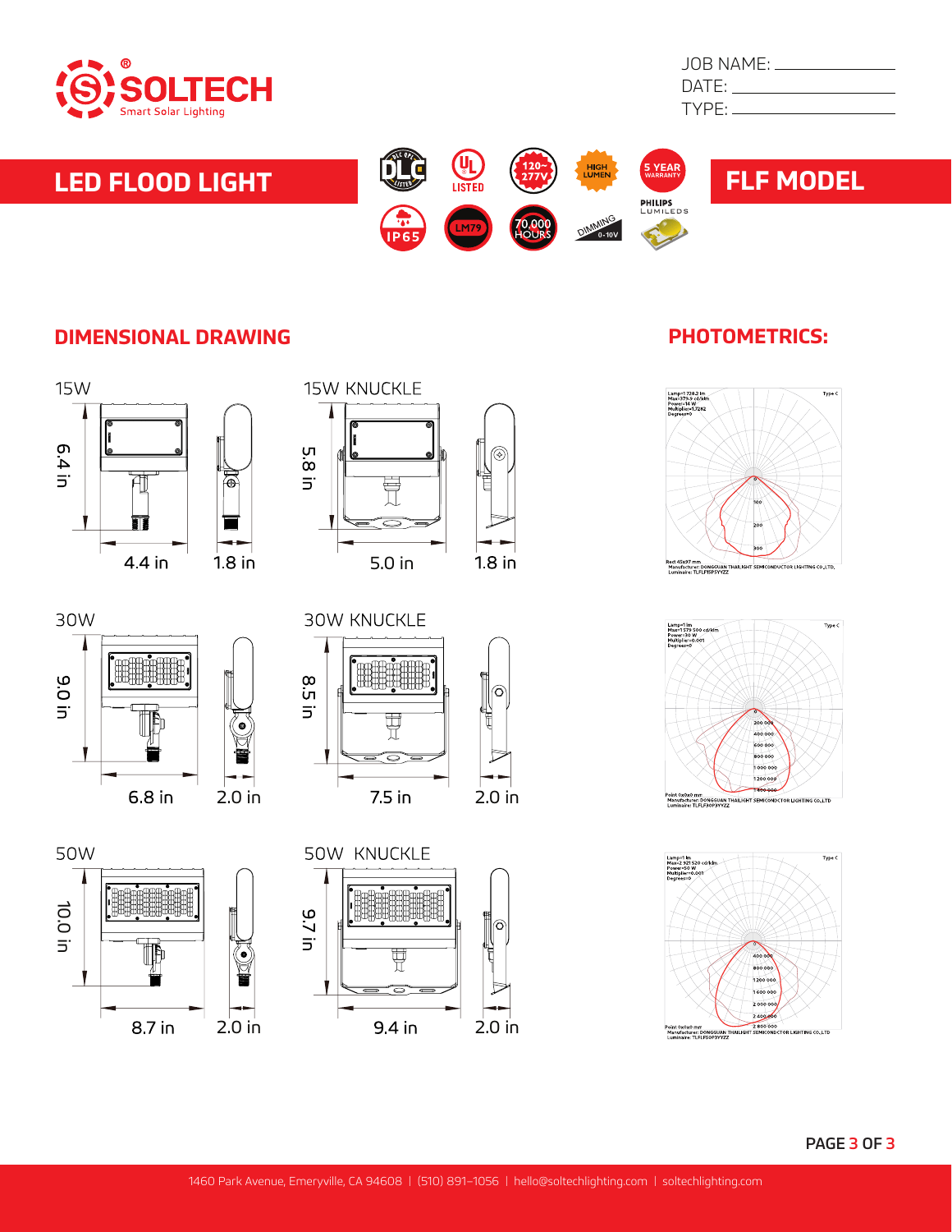SOLTECH®
Smart Solar Lighting

JOB NAME: ____________
DATE: ____________
TYPE: ____________

# LED FLOOD LIGHT

# FLF MODEL

DLC LISTED | UL LISTED | 120~277V | HIGH LUMEN | 5 YEAR WARRANTY | PHILIPS LUMILEDS | IP65 | LM79 | 70,000 HOURS | DIMMING 0-10V

## DIMENSIONAL DRAWING

15W

6.4 in

4.4 in

1.8 in

15W KNUCKLE

5.8 in

5.0 in

1.8 in

30W

9.0 in

6.8 in

2.0 in

30W KNUCKLE

8.5 in

7.5 in

2.0 in

50W

10.0 in

8.7 in

2.0 in

50W KNUCKLE

9.7 in

9.4 in

2.0 in

## PHOTOMETRICS:

Lamp=1 728.2 lm
Max=379.9 cd/klm
Power=16 W
Multiplier=1.7282
Degrees=0
Type C
100
200
300
Rect 45x97 mm
Manufacturer: DONGGUAN THAILIGHT SEMICONDUCTOR LIGHTING CO.,LTD.
Luminaire: TLFLF15P5YYZZ

Lamp=1 lm
Max=1 579 500 cd/klm
Power=30 W
Multiplier=0.001
Degrees=0
Type C
200 000
400 000
600 000
800 000
1 000 000
1 200 000
1 400 000
Point 0x0x0 mm
Manufacturer: DONGGUAN THAILIGHT SEMICONDUCTOR LIGHTING CO.,LTD
Luminaire: TLFLF30P3YYZZ

Lamp=1 lm
Max=2 921 520 cd/klm
Power=50 W
Multiplier=0.001
Degrees=0
Type C
400 000
800 000
1 200 000
1 600 000
2 000 000
2 400 000
2 800 000
Point 0x0x0 mm
Manufacturer: DONGGUAN THAILIGHT SEMICONDUCTOR LIGHTING CO.,LTD
Luminaire: TLFLF50P3YYZZ

1460 Park Avenue, Emeryville, CA 94608 | (510) 891–1056 | hello@soltechlighting.com | soltechlighting.com